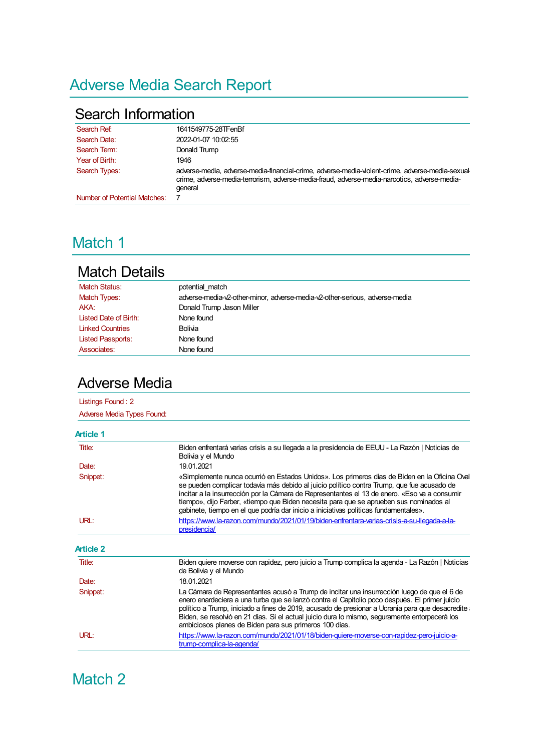# Adverse Media Search Report

## Search Information

| | |
|---|---|
| Search Ref: | 1641549775-28TFenBf |
| Search Date: | 2022-01-07 10:02:55 |
| Search Term: | Donald Trump |
| Year of Birth: | 1946 |
| Search Types: | adverse-media, adverse-media-financial-crime, adverse-media-violent-crime, adverse-media-sexual-crime, adverse-media-terrorism, adverse-media-fraud, adverse-media-narcotics, adverse-media-general |
| Number of Potential Matches: | 7 |

# Match 1

## Match Details

| | |
|---|---|
| Match Status: | potential_match |
| Match Types: | adverse-media-v2-other-minor, adverse-media-v2-other-serious, adverse-media |
| AKA: | Donald Trump Jason Miller |
| Listed Date of Birth: | None found |
| Linked Countries | Bolivia |
| Listed Passports: | None found |
| Associates: | None found |

## Adverse Media

Listings Found : 2

Adverse Media Types Found:

### Article 1

| | |
|---|---|
| Title: | Biden enfrentará varias crisis a su llegada a la presidencia de EEUU - La Razón \| Noticias de Bolivia y el Mundo |
| Date: | 19.01.2021 |
| Snippet: | «Simplemente nunca ocurrió en Estados Unidos». Los primeros días de Biden en la Oficina Oval se pueden complicar todavía más debido al juicio político contra Trump, que fue acusado de incitar a la insurrección por la Cámara de Representantes el 13 de enero. «Eso va a consumir tiempo», dijo Farber, «tiempo que Biden necesita para que se aprueben sus nominados al gabinete, tiempo en el que podría dar inicio a iniciativas políticas fundamentales». |
| URL: | https://www.la-razon.com/mundo/2021/01/19/biden-enfrentara-varias-crisis-a-su-llegada-a-la-presidencia/ |

### Article 2

| | |
|---|---|
| Title: | Biden quiere moverse con rapidez, pero juicio a Trump complica la agenda - La Razón \| Noticias de Bolivia y el Mundo |
| Date: | 18.01.2021 |
| Snippet: | La Cámara de Representantes acusó a Trump de incitar una insurrección luego de que el 6 de enero enardeciera a una turba que se lanzó contra el Capitolio poco después. El primer juicio político a Trump, iniciado a fines de 2019, acusado de presionar a Ucrania para que desacredite a Biden, se resolvió en 21 días. Si el actual juicio dura lo mismo, seguramente entorpecerá los ambiciosos planes de Biden para sus primeros 100 días. |
| URL: | https://www.la-razon.com/mundo/2021/01/18/biden-quiere-moverse-con-rapidez-pero-juicio-a-trump-complica-la-agenda/ |

# Match 2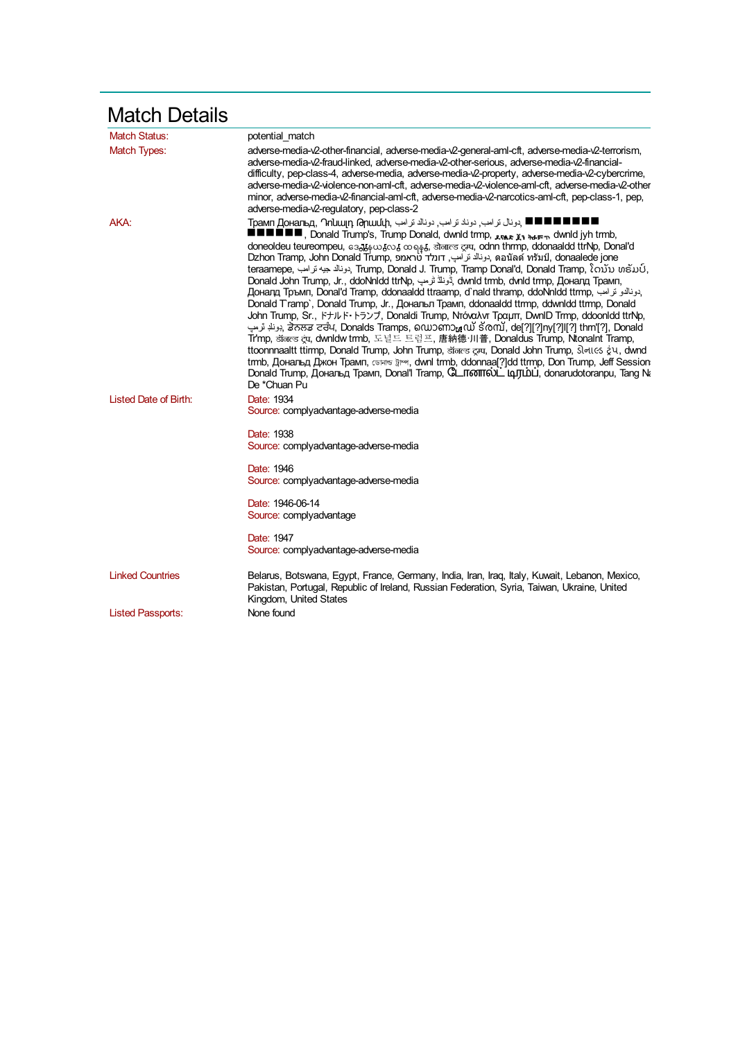# Match Details

| | |
|---|---|
| Match Status: | potential_match |
| Match Types: | adverse-media-v2-other-financial, adverse-media-v2-general-aml-cft, adverse-media-v2-terrorism, adverse-media-v2-fraud-linked, adverse-media-v2-other-serious, adverse-media-v2-financial-difficulty, pep-class-4, adverse-media, adverse-media-v2-property, adverse-media-v2-cybercrime, adverse-media-v2-violence-non-aml-cft, adverse-media-v2-violence-aml-cft, adverse-media-v2-other minor, adverse-media-v2-financial-aml-cft, adverse-media-v2-narcotics-aml-cft, pep-class-1, pep, adverse-media-v2-regulatory, pep-class-2 |
| AKA: | Трамп Доналъд, Դոնալդ Թրամփ, دونالد ترامب ,دوناد ترامب ,دونالد ترامپ ,دونال ترامپ, ■■■■■■■■ ■■■■■■, Donald Trump's, Trump Donald, dwnld trmp, ■■■■ ■■ ■■■■, dwnld jyh trmb, doneoldeu teureompeu, ဒေါ်နယ်လ် ထရမ့်, डोनाल्ड ट्रम्प, odnn thrmp, ddonaaldd ttrNp, Donal'd Dzhon Tramp, John Donald Trump, דונלד טראמפ ,دونالد ترامپ, ดอนัลด์ ทรัมป์, donaalede jone teraamepe, دونالد جيه ترامب, Trump, Donald J. Trump, Tramp Donal'd, Donald Tramp, ໂດນັນ ທຣັມ, Donald John Trump, Jr., ddoNnldd ttrNp, دۆناڵد ترەمپ, dwnld trmb, dvnld trmp, Доналд Трамп, Доналд Тръмп, Donal'd Tramp, ddonaaldd ttraamp, d`nald thramp, ddoNnldd ttrmp, دونالو ترامپ, Donald T`ramp`, Donald Trump, Jr., Дональп Трамп, ddonaaldd ttrmp, ddwnldd ttrmp, Donald John Trump, Sr., ドナルド・トランプ, Donaldi Trump, Ντόναλντ Τραμπ, DwnlD Trmp, ddoonldd ttrNp, ډونلډ ټرمپ, ڈونلڈ ٹرمپ, Donalds Tramps, ഡൊണാൾഡ് ട്രംപ്, de[?][?]ny[?]l[?] thm'[?], Donald Tr'mp, डॉनल्ड ट्रंप, dwnldw trmb, 도널드 트럼프, 唐納德·川普, Donaldus Trump, Ntonalnt Tramp, ttoonnnaaltt ttirmp, Donald Trump, John Trump, डॉनल्ड ट्रम्प, Donald John Trump, ડોનાલ્ડ ટ્રંપ, dwnd trmb, Дональд Джон Трамп, ডোনাল্ড ট্রাম্প, dwnl trmb, ddonnaa[?]dd ttrmp, Don Trump, Jeff Session Donald Trump, Дональд Трамп, Donal'l Tramp, டொனால்ட் டிரம்ப், donarudotoranpu, Tang Na De *Chuan Pu |
| Listed Date of Birth: | Date: 1934<br>Source: complyadvantage-adverse-media<br><br>Date: 1938<br>Source: complyadvantage-adverse-media<br><br>Date: 1946<br>Source: complyadvantage-adverse-media<br><br>Date: 1946-06-14<br>Source: complyadvantage<br><br>Date: 1947<br>Source: complyadvantage-adverse-media |
| Linked Countries | Belarus, Botswana, Egypt, France, Germany, India, Iran, Iraq, Italy, Kuwait, Lebanon, Mexico, Pakistan, Portugal, Republic of Ireland, Russian Federation, Syria, Taiwan, Ukraine, United Kingdom, United States |
| Listed Passports: | None found |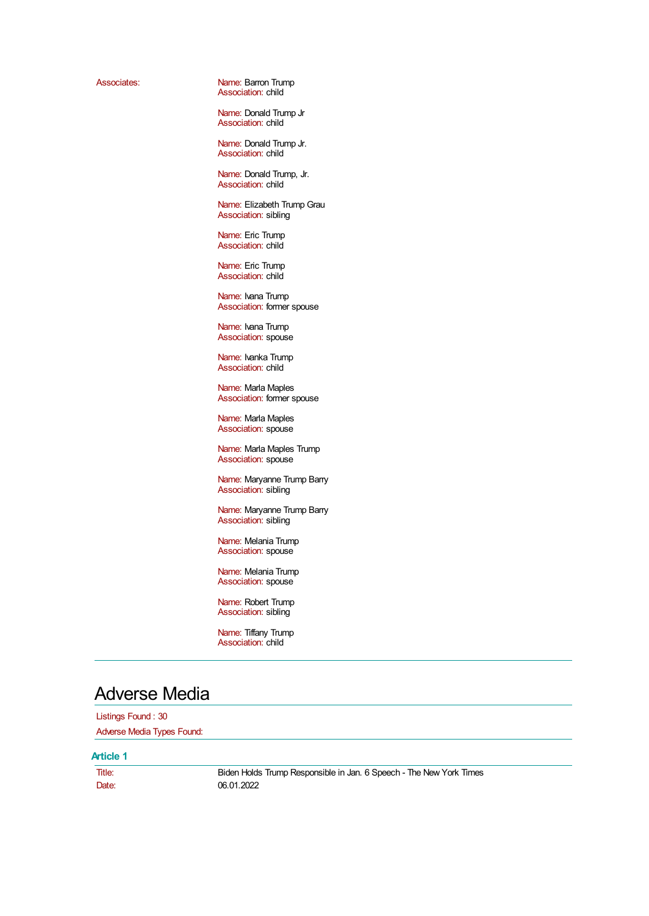Associates:

Name: Barron Trump
Association: child

Name: Donald Trump Jr
Association: child

Name: Donald Trump Jr.
Association: child

Name: Donald Trump, Jr.
Association: child

Name: Elizabeth Trump Grau
Association: sibling

Name: Eric Trump
Association: child

Name: Eric Trump
Association: child

Name: Ivana Trump
Association: former spouse

Name: Ivana Trump
Association: spouse

Name: Ivanka Trump
Association: child

Name: Marla Maples
Association: former spouse

Name: Marla Maples
Association: spouse

Name: Marla Maples Trump
Association: spouse

Name: Maryanne Trump Barry
Association: sibling

Name: Maryanne Trump Barry
Association: sibling

Name: Melania Trump
Association: spouse

Name: Melania Trump
Association: spouse

Name: Robert Trump
Association: sibling

Name: Tiffany Trump
Association: child

# Adverse Media

Listings Found : 30

Adverse Media Types Found:

### Article 1

| | |
|---|---|
| Title: | Biden Holds Trump Responsible in Jan. 6 Speech - The New York Times |
| Date: | 06.01.2022 |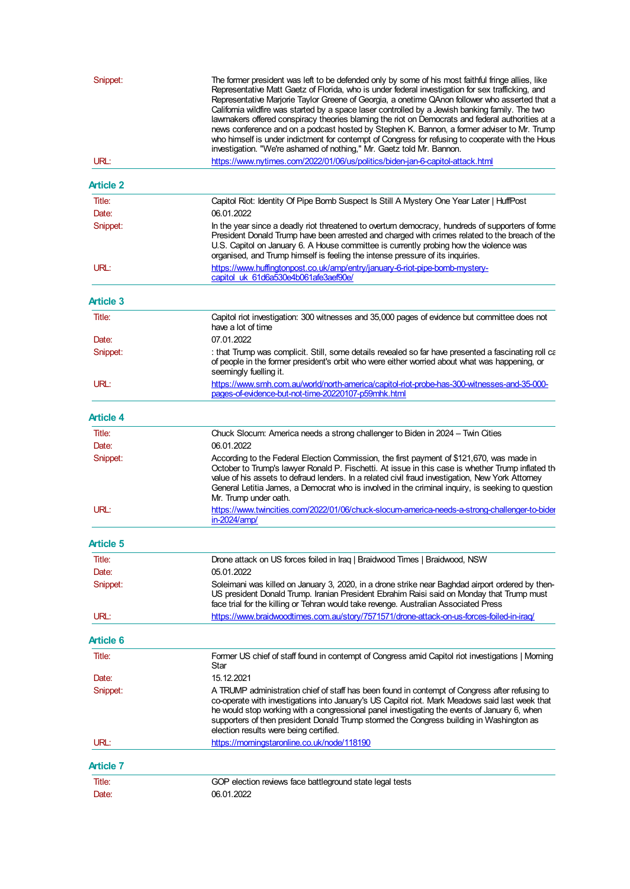| | |
|---|---|
| Snippet: | The former president was left to be defended only by some of his most faithful fringe allies, like Representative Matt Gaetz of Florida, who is under federal investigation for sex trafficking, and Representative Marjorie Taylor Greene of Georgia, a onetime QAnon follower who asserted that a California wildfire was started by a space laser controlled by a Jewish banking family. The two lawmakers offered conspiracy theories blaming the riot on Democrats and federal authorities at a news conference and on a podcast hosted by Stephen K. Bannon, a former adviser to Mr. Trump who himself is under indictment for contempt of Congress for refusing to cooperate with the Hous investigation. "We're ashamed of nothing," Mr. Gaetz told Mr. Bannon. |
| URL: | https://www.nytimes.com/2022/01/06/us/politics/biden-jan-6-capitol-attack.html |

## Article 2

| | |
|---|---|
| Title: | Capitol Riot: Identity Of Pipe Bomb Suspect Is Still A Mystery One Year Later \| HuffPost |
| Date: | 06.01.2022 |
| Snippet: | In the year since a deadly riot threatened to overturn democracy, hundreds of supporters of forme President Donald Trump have been arrested and charged with crimes related to the breach of the U.S. Capitol on January 6. A House committee is currently probing how the violence was organised, and Trump himself is feeling the intense pressure of its inquiries. |
| URL: | https://www.huffingtonpost.co.uk/amp/entry/january-6-riot-pipe-bomb-mystery-capitol_uk_61d6a530e4b061afe3aef90e/ |

## Article 3

| | |
|---|---|
| Title: | Capitol riot investigation: 300 witnesses and 35,000 pages of evidence but committee does not have a lot of time |
| Date: | 07.01.2022 |
| Snippet: | : that Trump was complicit. Still, some details revealed so far have presented a fascinating roll ca of people in the former president's orbit who were either worried about what was happening, or seemingly fuelling it. |
| URL: | https://www.smh.com.au/world/north-america/capitol-riot-probe-has-300-witnesses-and-35-000-pages-of-evidence-but-not-time-20220107-p59mhk.html |

## Article 4

| | |
|---|---|
| Title: | Chuck Slocum: America needs a strong challenger to Biden in 2024 – Twin Cities |
| Date: | 06.01.2022 |
| Snippet: | According to the Federal Election Commission, the first payment of $121,670, was made in October to Trump's lawyer Ronald P. Fischetti. At issue in this case is whether Trump inflated th value of his assets to defraud lenders. In a related civil fraud investigation, New York Attorney General Letitia James, a Democrat who is involved in the criminal inquiry, is seeking to question Mr. Trump under oath. |
| URL: | https://www.twincities.com/2022/01/06/chuck-slocum-america-needs-a-strong-challenger-to-bider in-2024/amp/ |

## Article 5

| | |
|---|---|
| Title: | Drone attack on US forces foiled in Iraq \| Braidwood Times \| Braidwood, NSW |
| Date: | 05.01.2022 |
| Snippet: | Soleimani was killed on January 3, 2020, in a drone strike near Baghdad airport ordered by then-US president Donald Trump. Iranian President Ebrahim Raisi said on Monday that Trump must face trial for the killing or Tehran would take revenge. Australian Associated Press |
| URL: | https://www.braidwoodtimes.com.au/story/7571571/drone-attack-on-us-forces-foiled-in-iraq/ |

## Article 6

| | |
|---|---|
| Title: | Former US chief of staff found in contempt of Congress amid Capitol riot investigations \| Morning Star |
| Date: | 15.12.2021 |
| Snippet: | A TRUMP administration chief of staff has been found in contempt of Congress after refusing to co-operate with investigations into January's US Capitol riot. Mark Meadows said last week that he would stop working with a congressional panel investigating the events of January 6, when supporters of then president Donald Trump stormed the Congress building in Washington as election results were being certified. |
| URL: | https://morningstaronline.co.uk/node/118190 |

## Article 7

| | |
|---|---|
| Title: | GOP election reviews face battleground state legal tests |
| Date: | 06.01.2022 |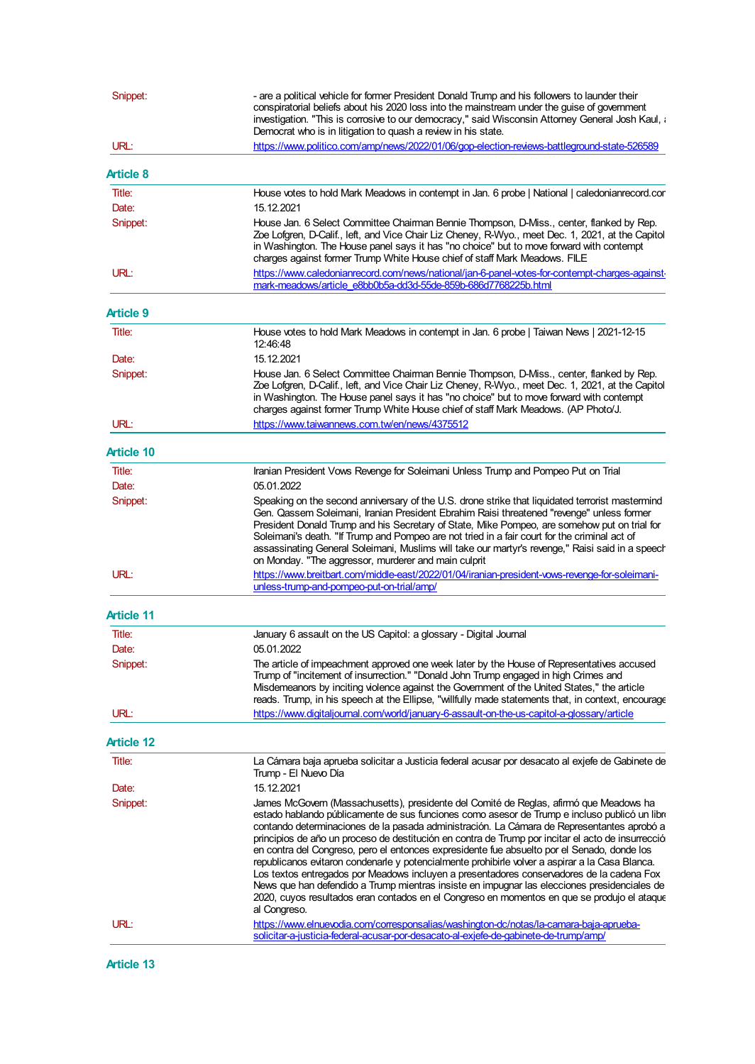| | |
|---|---|
| Snippet: | - are a political vehicle for former President Donald Trump and his followers to launder their conspiratorial beliefs about his 2020 loss into the mainstream under the guise of government investigation. "This is corrosive to our democracy," said Wisconsin Attorney General Josh Kaul, a Democrat who is in litigation to quash a review in his state. |
| URL: | https://www.politico.com/amp/news/2022/01/06/gop-election-reviews-battleground-state-526589 |

### Article 8

| | |
|---|---|
| Title: | House votes to hold Mark Meadows in contempt in Jan. 6 probe \| National \| caledonianrecord.com |
| Date: | 15.12.2021 |
| Snippet: | House Jan. 6 Select Committee Chairman Bennie Thompson, D-Miss., center, flanked by Rep. Zoe Lofgren, D-Calif., left, and Vice Chair Liz Cheney, R-Wyo., meet Dec. 1, 2021, at the Capitol in Washington. The House panel says it has "no choice" but to move forward with contempt charges against former Trump White House chief of staff Mark Meadows. FILE |
| URL: | https://www.caledonianrecord.com/news/national/jan-6-panel-votes-for-contempt-charges-against-mark-meadows/article_e8bb0b5a-dd3d-55de-859b-686d7768225b.html |

### Article 9

| | |
|---|---|
| Title: | House votes to hold Mark Meadows in contempt in Jan. 6 probe \| Taiwan News \| 2021-12-15 12:46:48 |
| Date: | 15.12.2021 |
| Snippet: | House Jan. 6 Select Committee Chairman Bennie Thompson, D-Miss., center, flanked by Rep. Zoe Lofgren, D-Calif., left, and Vice Chair Liz Cheney, R-Wyo., meet Dec. 1, 2021, at the Capitol in Washington. The House panel says it has "no choice" but to move forward with contempt charges against former Trump White House chief of staff Mark Meadows. (AP Photo/J. |
| URL: | https://www.taiwannews.com.tw/en/news/4375512 |

### Article 10

| | |
|---|---|
| Title: | Iranian President Vows Revenge for Soleimani Unless Trump and Pompeo Put on Trial |
| Date: | 05.01.2022 |
| Snippet: | Speaking on the second anniversary of the U.S. drone strike that liquidated terrorist mastermind Gen. Qassem Soleimani, Iranian President Ebrahim Raisi threatened "revenge" unless former President Donald Trump and his Secretary of State, Mike Pompeo, are somehow put on trial for Soleimani's death. "If Trump and Pompeo are not tried in a fair court for the criminal act of assassinating General Soleimani, Muslims will take our martyr's revenge," Raisi said in a speech on Monday. "The aggressor, murderer and main culprit |
| URL: | https://www.breitbart.com/middle-east/2022/01/04/iranian-president-vows-revenge-for-soleimani-unless-trump-and-pompeo-put-on-trial/amp/ |

### Article 11

| | |
|---|---|
| Title: | January 6 assault on the US Capitol: a glossary - Digital Journal |
| Date: | 05.01.2022 |
| Snippet: | The article of impeachment approved one week later by the House of Representatives accused Trump of "incitement of insurrection." "Donald John Trump engaged in high Crimes and Misdemeanors by inciting violence against the Government of the United States," the article reads. Trump, in his speech at the Ellipse, "willfully made statements that, in context, encourage |
| URL: | https://www.digitaljournal.com/world/january-6-assault-on-the-us-capitol-a-glossary/article |

### Article 12

| | |
|---|---|
| Title: | La Cámara baja aprueba solicitar a Justicia federal acusar por desacato al exjefe de Gabinete de Trump - El Nuevo Día |
| Date: | 15.12.2021 |
| Snippet: | James McGovern (Massachusetts), presidente del Comité de Reglas, afirmó que Meadows ha estado hablando públicamente de sus funciones como asesor de Trump e incluso publicó un libro contando determinaciones de la pasada administración. La Cámara de Representantes aprobó a principios de año un proceso de destitución en contra de Trump por incitar el acto de insurrección en contra del Congreso, pero el entonces expresidente fue absuelto por el Senado, donde los republicanos evitaron condenarle y potencialmente prohibirle volver a aspirar a la Casa Blanca. Los textos entregados por Meadows incluyen a presentadores conservadores de la cadena Fox News que han defendido a Trump mientras insiste en impugnar las elecciones presidenciales de 2020, cuyos resultados eran contados en el Congreso en momentos en que se produjo el ataque al Congreso. |
| URL: | https://www.elnuevodia.com/corresponsalias/washington-dc/notas/la-camara-baja-aprueba-solicitar-a-justicia-federal-acusar-por-desacato-al-exjefe-de-gabinete-de-trump/amp/ |

### Article 13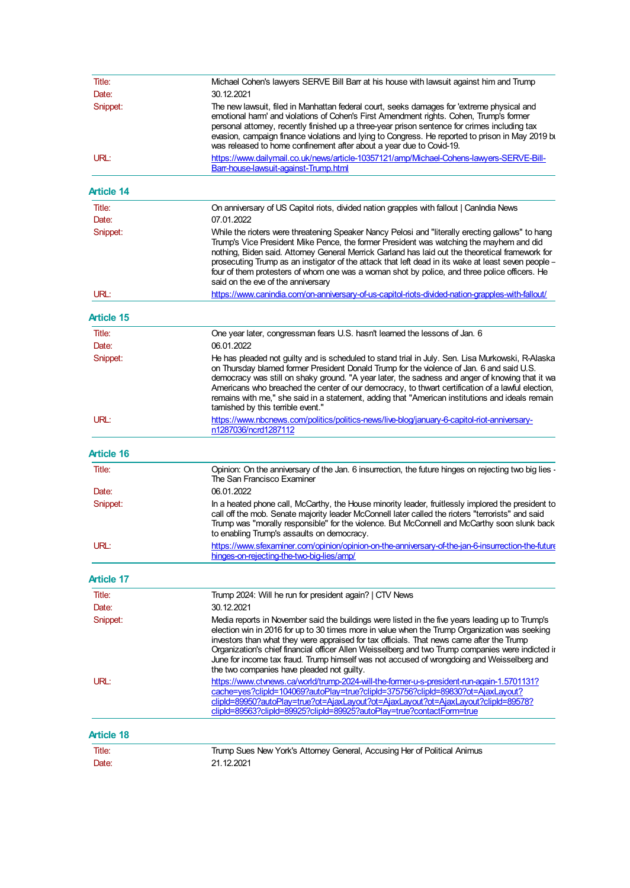| | |
|---|---|
| Title: | Michael Cohen's lawyers SERVE Bill Barr at his house with lawsuit against him and Trump |
| Date: | 30.12.2021 |
| Snippet: | The new lawsuit, filed in Manhattan federal court, seeks damages for 'extreme physical and emotional harm' and violations of Cohen's First Amendment rights. Cohen, Trump's former personal attorney, recently finished up a three-year prison sentence for crimes including tax evasion, campaign finance violations and lying to Congress. He reported to prison in May 2019 bu was released to home confinement after about a year due to Covid-19. |
| URL: | [https://www.dailymail.co.uk/news/article-10357121/amp/Michael-Cohens-lawyers-SERVE-Bill-Barr-house-lawsuit-against-Trump.html](https://www.dailymail.co.uk/news/article-10357121/amp/Michael-Cohens-lawyers-SERVE-Bill-Barr-house-lawsuit-against-Trump.html) |

## Article 14

| | |
|---|---|
| Title: | On anniversary of US Capitol riots, divided nation grapples with fallout \| CanIndia News |
| Date: | 07.01.2022 |
| Snippet: | While the rioters were threatening Speaker Nancy Pelosi and "literally erecting gallows" to hang Trump's Vice President Mike Pence, the former President was watching the mayhem and did nothing, Biden said. Attorney General Merrick Garland has laid out the theoretical framework for prosecuting Trump as an instigator of the attack that left dead in its wake at least seven people – four of them protesters of whom one was a woman shot by police, and three police officers. He said on the eve of the anniversary |
| URL: | [https://www.canindia.com/on-anniversary-of-us-capitol-riots-divided-nation-grapples-with-fallout/](https://www.canindia.com/on-anniversary-of-us-capitol-riots-divided-nation-grapples-with-fallout/) |

## Article 15

| | |
|---|---|
| Title: | One year later, congressman fears U.S. hasn't learned the lessons of Jan. 6 |
| Date: | 06.01.2022 |
| Snippet: | He has pleaded not guilty and is scheduled to stand trial in July. Sen. Lisa Murkowski, R-Alaska on Thursday blamed former President Donald Trump for the violence of Jan. 6 and said U.S. democracy was still on shaky ground. "A year later, the sadness and anger of knowing that it wa Americans who breached the center of our democracy, to thwart certification of a lawful election, remains with me," she said in a statement, adding that "American institutions and ideals remain tarnished by this terrible event." |
| URL: | [https://www.nbcnews.com/politics/politics-news/live-blog/january-6-capitol-riot-anniversary-n1287036/ncrd1287112](https://www.nbcnews.com/politics/politics-news/live-blog/january-6-capitol-riot-anniversary-n1287036/ncrd1287112) |

## Article 16

| | |
|---|---|
| Title: | Opinion: On the anniversary of the Jan. 6 insurrection, the future hinges on rejecting two big lies - The San Francisco Examiner |
| Date: | 06.01.2022 |
| Snippet: | In a heated phone call, McCarthy, the House minority leader, fruitlessly implored the president to call off the mob. Senate majority leader McConnell later called the rioters "terrorists" and said Trump was "morally responsible" for the violence. But McConnell and McCarthy soon slunk back to enabling Trump's assaults on democracy. |
| URL: | [https://www.sfexaminer.com/opinion/opinion-on-the-anniversary-of-the-jan-6-insurrection-the-future-hinges-on-rejecting-the-two-big-lies/amp/](https://www.sfexaminer.com/opinion/opinion-on-the-anniversary-of-the-jan-6-insurrection-the-future-hinges-on-rejecting-the-two-big-lies/amp/) |

## Article 17

| | |
|---|---|
| Title: | Trump 2024: Will he run for president again? \| CTV News |
| Date: | 30.12.2021 |
| Snippet: | Media reports in November said the buildings were listed in the five years leading up to Trump's election win in 2016 for up to 30 times more in value when the Trump Organization was seeking investors than what they were appraised for tax officials. That news came after the Trump Organization's chief financial officer Allen Weisselberg and two Trump companies were indicted in June for income tax fraud. Trump himself was not accused of wrongdoing and Weisselberg and the two companies have pleaded not guilty. |
| URL: | [https://www.ctvnews.ca/world/trump-2024-will-the-former-u-s-president-run-again-1.5701131?cache=yes?clipId=104069?autoPlay=true?clipId=375756?clipId=89830?ot=AjaxLayout?clipId=89950?autoPlay=true?ot=AjaxLayout?ot=AjaxLayout?ot=AjaxLayout?clipId=89578?clipId=89563?clipId=89925?clipId=89925?autoPlay=true?contactForm=true](https://www.ctvnews.ca/world/trump-2024-will-the-former-u-s-president-run-again-1.5701131?cache=yes?clipId=104069?autoPlay=true?clipId=375756?clipId=89830?ot=AjaxLayout?clipId=89950?autoPlay=true?ot=AjaxLayout?ot=AjaxLayout?ot=AjaxLayout?clipId=89578?clipId=89563?clipId=89925?clipId=89925?autoPlay=true?contactForm=true) |

## Article 18

| | |
|---|---|
| Title: | Trump Sues New York's Attorney General, Accusing Her of Political Animus |
| Date: | 21.12.2021 |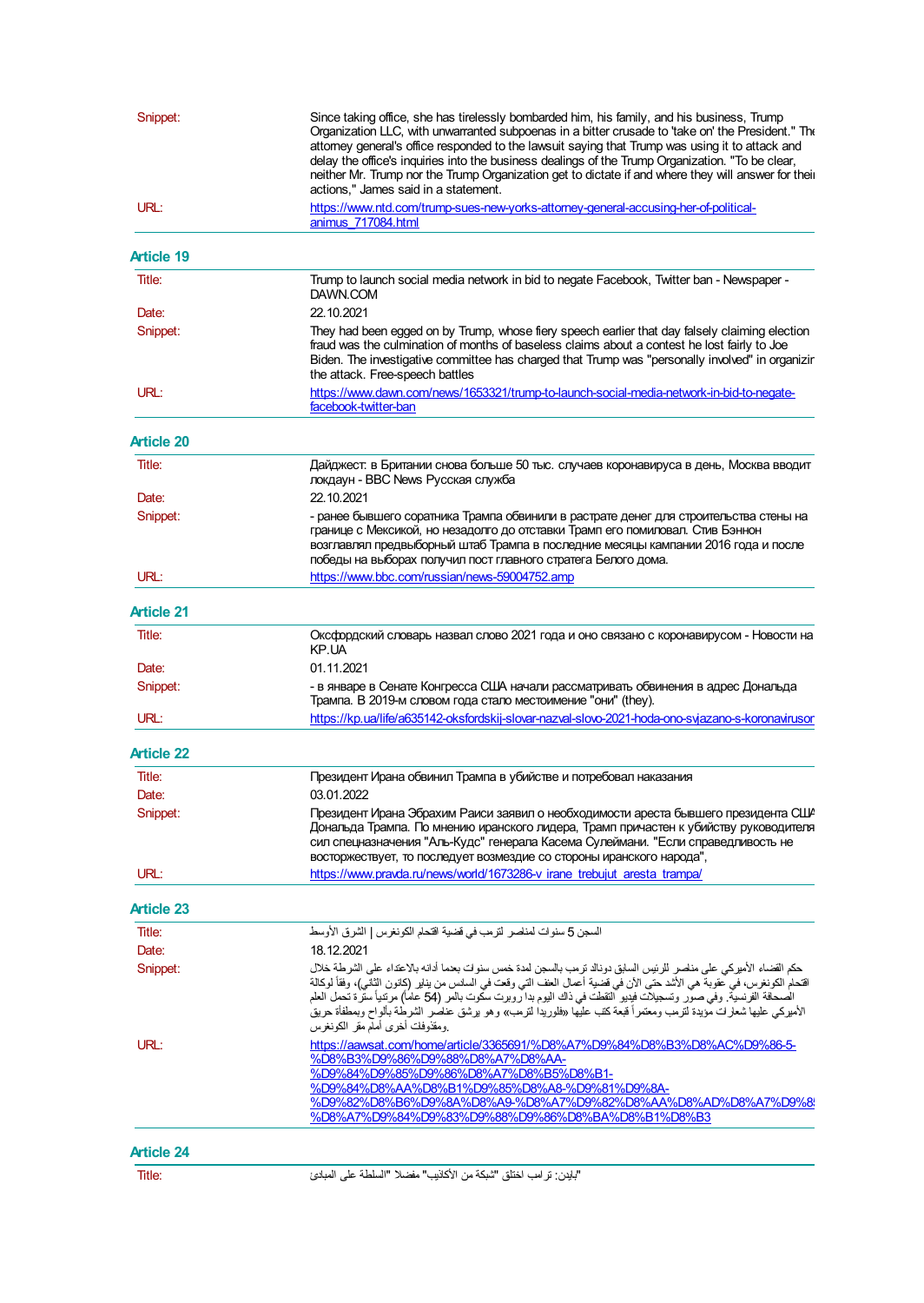| | |
|---|---|
| Snippet: | Since taking office, she has tirelessly bombarded him, his family, and his business, Trump Organization LLC, with unwarranted subpoenas in a bitter crusade to 'take on' the President." The attorney general's office responded to the lawsuit saying that Trump was using it to attack and delay the office's inquiries into the business dealings of the Trump Organization. "To be clear, neither Mr. Trump nor the Trump Organization get to dictate if and where they will answer for their actions," James said in a statement. |
| URL: | https://www.ntd.com/trump-sues-new-yorks-attorney-general-accusing-her-of-political-animus_717084.html |

## Article 19

| | |
|---|---|
| Title: | Trump to launch social media network in bid to negate Facebook, Twitter ban - Newspaper - DAWN.COM |
| Date: | 22.10.2021 |
| Snippet: | They had been egged on by Trump, whose fiery speech earlier that day falsely claiming election fraud was the culmination of months of baseless claims about a contest he lost fairly to Joe Biden. The investigative committee has charged that Trump was "personally involved" in organizing the attack. Free-speech battles |
| URL: | https://www.dawn.com/news/1653321/trump-to-launch-social-media-network-in-bid-to-negate-facebook-twitter-ban |

## Article 20

| | |
|---|---|
| Title: | Дайджест: в Британии снова больше 50 тыс. случаев коронавируса в день, Москва вводит локдаун - BBC News Русская служба |
| Date: | 22.10.2021 |
| Snippet: | - ранее бывшего соратника Трампа обвинили в растрате денег для строительства стены на границе с Мексикой, но незадолго до отставки Трамп его помиловал. Стив Бэннон возглавлял предвыборный штаб Трампа в последние месяцы кампании 2016 года и после победы на выборах получил пост главного стратега Белого дома. |
| URL: | https://www.bbc.com/russian/news-59004752.amp |

## Article 21

| | |
|---|---|
| Title: | Оксфордский словарь назвал слово 2021 года и оно связано с коронавирусом - Новости на KP.UA |
| Date: | 01.11.2021 |
| Snippet: | - в январе в Сенате Конгресса США начали рассматривать обвинения в адрес Дональда Трампа. В 2019-м словом года стало местоимение "они" (they). |
| URL: | https://kp.ua/life/a635142-oksfordskij-slovar-nazval-slovo-2021-hoda-ono-svjazano-s-koronavirusom |

## Article 22

| | |
|---|---|
| Title: | Президент Ирана обвинил Трампа в убийстве и потребовал наказания |
| Date: | 03.01.2022 |
| Snippet: | Президент Ирана Эбрахим Раиси заявил о необходимости ареста бывшего президента США Дональда Трампа. По мнению иранского лидера, Трамп причастен к убийству руководителя сил спецназначения "Аль-Кудс" генерала Касема Сулеймани. "Если справедливость не восторжествует, то последует возмездие со стороны иранского народа", |
| URL: | https://www.pravda.ru/news/world/1673286-v_irane_trebujut_aresta_trampa/ |

## Article 23

| | |
|---|---|
| Title: | السجن 5 سنوات لمناصر لترمب في قضية اقتحام الكونغرس \| الشرق الأوسط |
| Date: | 18.12.2021 |
| Snippet: | حكم القضاء الأميركي على مناصر للرئيس السابق دونالد ترمب بالسجن لمدة خمس سنوات بعدما أدانه بالاعتداء على الشرطة خلال اقتحام الكونغرس، في عقوبة هي الأشد حتى الآن في قضية أعمال العنف التي وقعت في السادس من يناير (كانون الثاني)، وفقاً لوكالة الصحافة الفرنسية. وفي صور وتسجيلات فيديو التقطت في ذلك اليوم بدا روبرت سكوت بالمر (54 عاماً) مرتدياً سترة تحمل العلم الأميركي عليها شعارات مؤيدة لترمب ومعتمراً قبعة كتب عليها «فلوريدا لترمب» وهو يرشق عناصر الشرطة بألواح وبمطفأة حريق ومقذوفات أخرى أمام مقر الكونغرس. |
| URL: | https://aawsat.com/home/article/3365691/%D8%A7%D9%84%D8%B3%D8%AC%D9%86-5-%D8%B3%D9%86%D9%88%D8%A7%D8%AA-%D9%84%D9%85%D9%86%D8%A7%D8%B5%D8%B1-%D9%84%D8%AA%D8%B1%D9%85%D8%A8-%D9%81%D9%8A-%D9%82%D8%B6%D9%8A%D8%A9-%D8%A7%D9%82%D8%AA%D8%AD%D8%A7%D9%85-%D8%A7%D9%84%D9%83%D9%88%D9%86%D8%BA%D8%B1%D8%B3 |

## Article 24

| | |
|---|---|
| Title: | "بايدن: ترامب اختلق "شبكة من الأكاذيب" مفضلا "السلطة على المبادئ |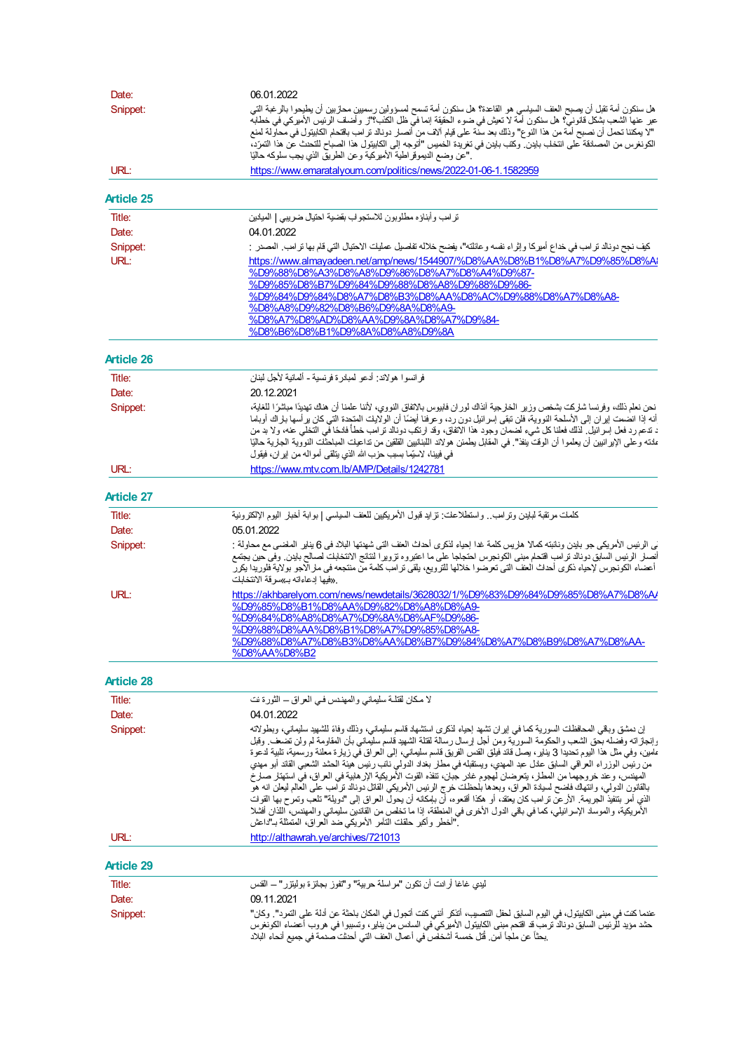| | |
|---|---|
| Date: | 06.01.2022 |
| Snippet: | هل سنكون أمة تقبل أن يصبح العنف السياسي هو القاعدة؟ هل سنكون أمة تسمح لمسؤولين رسميين محازبين أن يطيحوا بالرغبة التي عبر عنها الشعب بشكل قانوني؟ هل سنكون أمة لا تعيش في ضوء الحقيقة إنما في ظل الكذب؟"و أضاف الرئيس الأميركي في خطابه "لا يمكننا تحمل أن نصبح أمة من هذا النوع" وذلك بعد سنة على قيام آلاف من أنصار دونالد ترامب باقتحام الكابيتول في محاولة لمنع الكونغرس من المصادقة على انتخاب بايدن. وكتب بايدن في تغريدة الخميس "أتوجه إلى الكابيتول هذا الصباح للتحدث عن هذا التمرّد، "عن وضع الديموقراطية الأميركية وعن الطريق الذي يجب سلوكه حاليًا. |
| URL: | https://www.emaratalyoum.com/politics/news/2022-01-06-1.1582959 |

## Article 25

| | |
|---|---|
| Title: | ترامب وأبناؤه مطلوبون للاستجواب بقضية احتيال ضريبي \| الميادين |
| Date: | 04.01.2022 |
| Snippet: | كيف نجح دونالد ترامب في خداع أميركا وإثراء نفسه وعائلته"، يفضح خلاله تفاصيل عمليات الاحتيال التي قام بها ترامب. المصدر : |
| URL: | https://www.almayadeen.net/amp/news/1544907/%D8%AA%D8%B1%D8%A7%D9%85%D8%A8-%D9%88%D8%A3%D8%A8%D9%86%D8%A7%D8%A4%D9%87-%D9%85%D8%B7%D9%84%D9%88%D8%A8%D9%88%D9%86-%D9%84%D9%84%D8%A7%D8%B3%D8%AA%D8%AC%D9%88%D8%A7%D8%A8-%D8%A8%D9%82%D8%B6%D9%8A%D8%A9-%D8%A7%D8%AD%D8%AA%D9%8A%D8%A7%D9%84-%D8%B6%D8%B1%D9%8A%D8%A8%D9%8A |

## Article 26

| | |
|---|---|
| Title: | فرانسوا هولاند: أدعو لمبادرة فرنسية - ألمانية لأجل لبنان |
| Date: | 20.12.2021 |
| Snippet: | نحن نعلم ذلك، وفرنسا شاركت بشخص وزير الخارجية آنذاك لوران فابيوس بالاتفاق النووي، لأننا علمنا أن هناك تهديدًا مباشرًا للغاية، أنه إذا انضمت إيران إلى الأسلحة النووية، فلن تبقى إسرائيل دون رد، وعرفنا أيضًا أن الولايات المتحدة التي كان يرأسها باراك أوباما د تدعم رد فعل إسرائيل. لذلك فعلنا كل شيء لضمان وجود هذا الاتفاق، وقد ارتكب دونالد ترامب خطأً فادحًا في التخلي عنه، ولا بد من عادته وعلى الإيرانيين أن يعلموا أن الوقت ينفذ". في المقابل يطمئن هولاند اللبنانيين القلقين من تداعيات المباحثات النووية الجارية حاليًا في فيينا، لاسيّما بسبب حزب الله الذي يتلقى أمواله من إيران، فيقول |
| URL: | https://www.mtv.com.lb/AMP/Details/1242781 |

## Article 27

| | |
|---|---|
| Title: | كلمات مرتقبة لبايدن وترامب.. واستطلاعات: تزايد قبول الأمريكيين للعنف السياسي \| بوابة أخبار اليوم الإلكترونية |
| Date: | 05.01.2022 |
| Snippet: | ى الرئيس الأمريكي جو بايدن ونائبته كمالا هاريس كلمة غدا إحياء لذكرى أحداث العنف التي شهدتها البلاد فى 6 يناير الماضى مع محاولة : أنصار الرئيس السابق دونالد ترامب اقتحام مبنى الكونجرس احتجاجا على ما اعتبروه تزويرا لنتائج الانتخابات لصالح بايدن. وفى حين يجتمع أعضاء الكونجرس لإحياء ذكرى أحداث العنف التى تعرضوا خلالها للترويع، يلقى ترامب كلمة من منتجعه فى مارالاجو بولاية فلوريدا يكرر «فيها إدعاءاته بـ»سرقة الانتخابات. |
| URL: | https://akhbarelyom.com/news/newdetails/3628032/1/%D9%83%D9%84%D9%85%D8%A7%D8%AA-%D9%85%D8%B1%D8%AA%D9%82%D8%A8%D8%A9-%D9%84%D8%A8%D8%A7%D9%8A%D8%AF%D9%86-%D9%88%D8%AA%D8%B1%D8%A7%D9%85%D8%A8-%D9%88%D8%A7%D8%B3%D8%AA%D8%B7%D9%84%D8%A7%D8%B9%D8%A7%D8%AA-%D8%AA%D8%B2 |

## Article 28

| | |
|---|---|
| Title: | لا مكان لقتلة سليماني والمهندس في العراق – الثورة نت |
| Date: | 04.01.2022 |
| Snippet: | إن دمشق وباقي المحافظات السورية كما في إيران تشهد إحياء لذكرى استشهاد قاسم سليماني، وذلك وفاءً للشهيد سليماني، وبطولاته وإنجازاته وفضله بحق الشعب والحكومة السورية ومن أجل إرسال رسالة لقتلة الشهيد قاسم سليماني بأن المقاومة لم ولن تضعف. وقبل عامين، وفي مثل هذا اليوم تحديدا 3 يناير، يصل قائد فيلق القدس الفريق قاسم سليماني، إلى العراق في زيارة معلنة ورسمية، تلبية لدعوة من رئيس الوزراء العراقي السابق عادل عبد المهدي، ويستقبله في مطار بغداد الدولي نائب رئيس هيئة الحشد الشعبي القائد أبو مهدي المهندس، وعند خروجهما من المطار، يتعرضان لهجوم غادر جبان، تنفذه القوات الأمريكية الإرهابية في العراق، في استهتار صارخ بالقانون الدولي، وانتهاك فاضح لسيادة العراق، وبعدها بلحظات خرج الرئيس الأمريكي القاتل دونالد ترامب على العالم ليعلن انه هو الذي أمر بتنفيذ الجريمة. الأرعن ترامب كان يعتقد، أو هكذا أقنعوه، أن بإمكانه أن يحول العراق إلى "دويلة" تلعب وتمرح بها القوات الأمريكية، والموساد الإسرائيلي، كما في باقي الدول الأخرى في المنطقة، إذا ما تخلص من القائدين سليماني والمهندس، اللذان أفشلا ."أخطر وأكبر حلقات التآمر الأمريكي ضد العراق، المتمثلة بـ"داعش |
| URL: | http://althawrah.ye/archives/721013 |

## Article 29

| | |
|---|---|
| Title: | ليدي غاغا أرادت أن تكون "مراسلة حربية" و"تفوز بجائزة بوليتزر" – القدس |
| Date: | 09.11.2021 |
| Snippet: | عندما كنت في مبنى الكابيتول، في اليوم السابق لحفل التنصيب، أتذكر أنني كنت أتجول في المكان باحثة عن أدلة على التمرد". وكان" حشد مؤيد للرئيس السابق دونالد ترامب قد اقتحم مبنى الكابيتول الأميركي في السادس من يناير، وتسببوا في هروب أعضاء الكونغرس .بحثاً عن ملجأ آمن. قُتل خمسة أشخاص في أعمال العنف التي أحدثت صدمة في جميع أنحاء البلاد |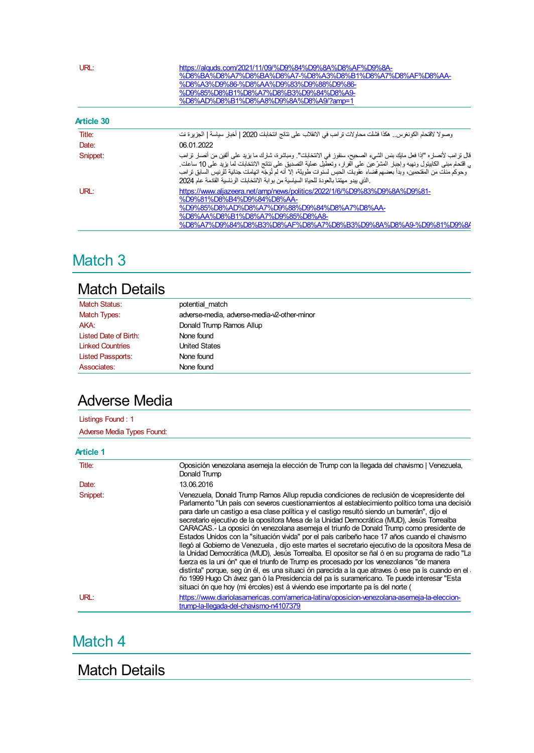| | |
|---|---|
| URL: | https://alquds.com/2021/11/09/%D9%84%D9%8A%D8%AF%D9%8A-%D8%BA%D8%A7%D8%BA%D8%A7-%D8%A3%D8%B1%D8%A7%D8%AF%D8%AA-%D8%A3%D9%86-%D8%AA%D9%83%D9%88%D9%86-%D9%85%D8%B1%D8%A7%D8%B3%D9%84%D8%A9-%D8%AD%D8%B1%D8%A8%D9%8A%D8%A9/?amp=1 |

### Article 30

| | |
|---|---|
| Title: | وصولا لاقتحام الكونغرس.. هكذا فشلت محاولات ترامب في الانقلاب على نتائج انتخابات 2020 \| أخبار سياسة \| الجزيرة نت |
| Date: | 06.01.2022 |
| Snippet: | قال ترامب لأنصاره "إذا فعل مايك بنس الشيء الصحيح، سنفوز في الانتخابات". ومباشرة، شارك ما يزيد على ألفين من أنصار ترامب في اقتحام مبنى الكابيتول ونهبه وإجبار المشرّعين على الفرار، وتعطيل عملية التصديق على نتائج الانتخابات لما يزيد على 10 ساعات. وحوكم مئات من المقتحمين، وبدأ بعضهم قضاء عقوبات الحبس لسنوات طويلة، إلا أنه لم تُوجّه اتهامات جنائية للرئيس السابق ترامب الذي يبدو مهتمًا بالعودة للحياة السياسية من بوابة الانتخابات الرئاسية القادمة عام 2024. |
| URL: | https://www.aljazeera.net/amp/news/politics/2022/1/6/%D9%83%D9%8A%D9%81-%D9%81%D8%B4%D9%84%D8%AA-%D9%85%D8%AD%D8%A7%D9%88%D9%84%D8%A7%D8%AA-%D8%AA%D8%B1%D8%A7%D9%85%D8%A8-%D8%A7%D9%84%D8%B3%D8%AF%D8%A7%D8%B3%D9%8A%D8%A9-%D9%81%D9%8A |

# Match 3

## Match Details

| | |
|---|---|
| Match Status: | potential_match |
| Match Types: | adverse-media, adverse-media-v2-other-minor |
| AKA: | Donald Trump Ramos Allup |
| Listed Date of Birth: | None found |
| Linked Countries | United States |
| Listed Passports: | None found |
| Associates: | None found |

## Adverse Media

Listings Found : 1

Adverse Media Types Found:

### Article 1

| | |
|---|---|
| Title: | Oposición venezolana asemeja la elección de Trump con la llegada del chavismo \| Venezuela, Donald Trump |
| Date: | 13.06.2016 |
| Snippet: | Venezuela, Donald Trump Ramos Allup repudia condiciones de reclusión de vicepresidente del Parlamento "Un país con severos cuestionamientos al establecimiento político toma una decisión para darle un castigo a esa clase política y el castigo resultó siendo un bumerán", dijo el secretario ejecutivo de la opositora Mesa de la Unidad Democrática (MUD), Jesús Torrealba CARACAS.- La oposici ón venezolana asemeja el triunfo de Donald Trump como presidente de Estados Unidos con la "situación vivida" por el país caribeño hace 17 años cuando el chavismo llegó al Gobierno de Venezuela , dijo este martes el secretario ejecutivo de la opositora Mesa de la Unidad Democrática (MUD), Jesús Torrealba. El opositor se ñal ó en su programa de radio "La fuerza es la uni ón" que el triunfo de Trump es procesado por los venezolanos "de manera distinta" porque, seg ún él, es una situaci ón parecida a la que atraves ó ese pa ís cuando en el a ño 1999 Hugo Ch ávez gan ó la Presidencia del pa ís suramericano. Te puede interesar "Esta situaci ón que hoy (mi ércoles) est á viviendo ese importante pa ís del norte ( |
| URL: | https://www.diariolasamericas.com/america-latina/oposicion-venezolana-asemeja-la-eleccion-trump-la-llegada-del-chavismo-n4107379 |

# Match 4

## Match Details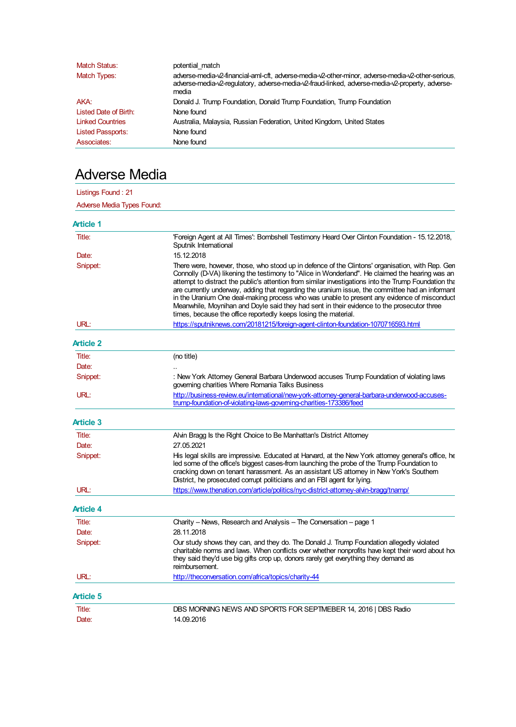| | |
|---|---|
| Match Status: | potential_match |
| Match Types: | adverse-media-v2-financial-aml-cft, adverse-media-v2-other-minor, adverse-media-v2-other-serious, adverse-media-v2-regulatory, adverse-media-v2-fraud-linked, adverse-media-v2-property, adverse-media |
| AKA: | Donald J. Trump Foundation, Donald Trump Foundation, Trump Foundation |
| Listed Date of Birth: | None found |
| Linked Countries | Australia, Malaysia, Russian Federation, United Kingdom, United States |
| Listed Passports: | None found |
| Associates: | None found |

# Adverse Media

Listings Found : 21

Adverse Media Types Found:

### Article 1

| | |
|---|---|
| Title: | 'Foreign Agent at All Times': Bombshell Testimony Heard Over Clinton Foundation - 15.12.2018, Sputnik International |
| Date: | 15.12.2018 |
| Snippet: | There were, however, those, who stood up in defence of the Clintons' organisation, with Rep. Gerr Connolly (D-VA) likening the testimony to "Alice in Wonderland". He claimed the hearing was an attempt to distract the public's attention from similar investigations into the Trump Foundation tha are currently underway, adding that regarding the uranium issue, the committee had an informant in the Uranium One deal-making process who was unable to present any evidence of misconduct Meanwhile, Moynihan and Doyle said they had sent in their evidence to the prosecutor three times, because the office reportedly keeps losing the material. |
| URL: | https://sputniknews.com/20181215/foreign-agent-clinton-foundation-1070716593.html |

### Article 2

| | |
|---|---|
| Title: | (no title) |
| Date: | .. |
| Snippet: | : New York Attorney General Barbara Underwood accuses Trump Foundation of violating laws governing charities Where Romania Talks Business |
| URL: | http://business-review.eu/international/new-york-attorney-general-barbara-underwood-accuses-trump-foundation-of-violating-laws-governing-charities-173386/feed |

### Article 3

| | |
|---|---|
| Title: | Alvin Bragg Is the Right Choice to Be Manhattan's District Attorney |
| Date: | 27.05.2021 |
| Snippet: | His legal skills are impressive. Educated at Harvard, at the New York attorney general's office, he led some of the office's biggest cases-from launching the probe of the Trump Foundation to cracking down on tenant harassment. As an assistant US attorney in New York's Southern District, he prosecuted corrupt politicians and an FBI agent for lying. |
| URL: | https://www.thenation.com/article/politics/nyc-district-attorney-alvin-bragg/tnamp/ |

### Article 4

| | |
|---|---|
| Title: | Charity – News, Research and Analysis – The Conversation – page 1 |
| Date: | 28.11.2018 |
| Snippet: | Our study shows they can, and they do. The Donald J. Trump Foundation allegedly violated charitable norms and laws. When conflicts over whether nonprofits have kept their word about how they said they'd use big gifts crop up, donors rarely get everything they demand as reimbursement. |
| URL: | http://theconversation.com/africa/topics/charity-44 |

### Article 5

| | |
|---|---|
| Title: | DBS MORNING NEWS AND SPORTS FOR SEPTMEBER 14, 2016 \| DBS Radio |
| Date: | 14.09.2016 |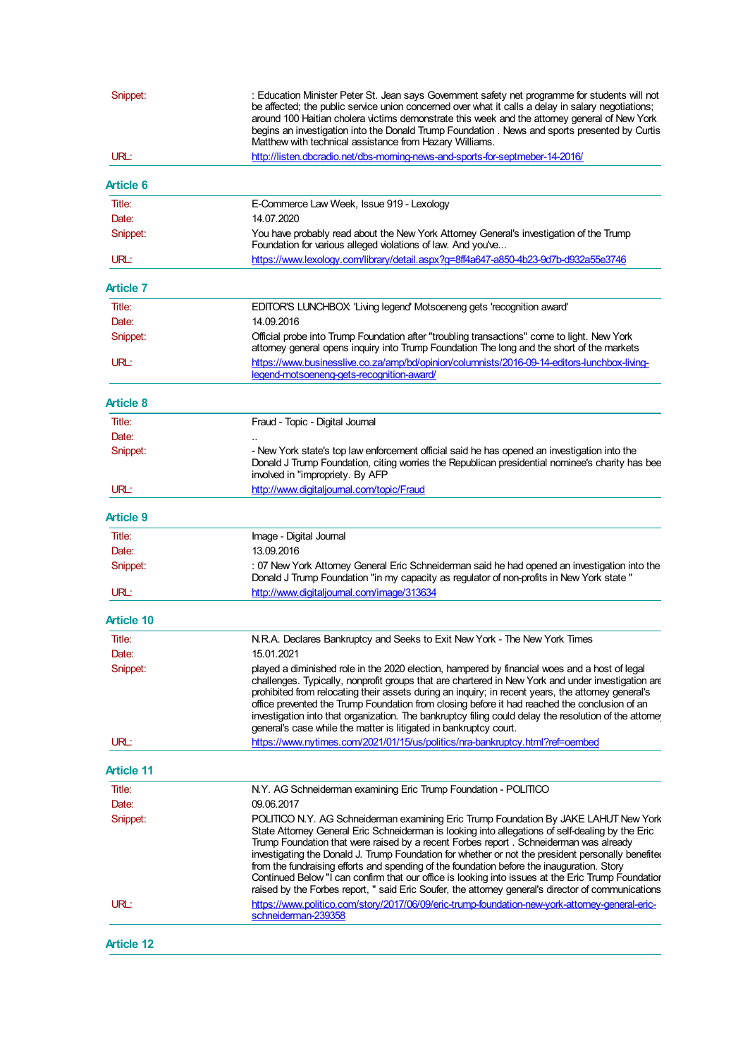| | |
|---|---|
| Snippet: | : Education Minister Peter St. Jean says Government safety net programme for students will not be affected; the public service union concerned over what it calls a delay in salary negotiations; around 100 Haitian cholera victims demonstrate this week and the attorney general of New York begins an investigation into the Donald Trump Foundation . News and sports presented by Curtis Matthew with technical assistance from Hazary Williams. |
| URL: | http://listen.dbcradio.net/dbs-morning-news-and-sports-for-septmeber-14-2016/ |

### Article 6

| | |
|---|---|
| Title: | E-Commerce Law Week, Issue 919 - Lexology |
| Date: | 14.07.2020 |
| Snippet: | You have probably read about the New York Attorney General's investigation of the Trump Foundation for various alleged violations of law. And you've... |
| URL: | https://www.lexology.com/library/detail.aspx?g=8ff4a647-a850-4b23-9d7b-d932a55e3746 |

### Article 7

| | |
|---|---|
| Title: | EDITOR'S LUNCHBOX: 'Living legend' Motsoeneng gets 'recognition award' |
| Date: | 14.09.2016 |
| Snippet: | Official probe into Trump Foundation after "troubling transactions" come to light. New York attorney general opens inquiry into Trump Foundation The long and the short of the markets |
| URL: | https://www.businesslive.co.za/amp/bd/opinion/columnists/2016-09-14-editors-lunchbox-living-legend-motsoeneng-gets-recognition-award/ |

### Article 8

| | |
|---|---|
| Title: | Fraud - Topic - Digital Journal |
| Date: | .. |
| Snippet: | - New York state's top law enforcement official said he has opened an investigation into the Donald J Trump Foundation, citing worries the Republican presidential nominee's charity has bee involved in "impropriety. By AFP |
| URL: | http://www.digitaljournal.com/topic/Fraud |

### Article 9

| | |
|---|---|
| Title: | Image - Digital Journal |
| Date: | 13.09.2016 |
| Snippet: | : 07 New York Attorney General Eric Schneiderman said he had opened an investigation into the Donald J Trump Foundation "in my capacity as regulator of non-profits in New York state " |
| URL: | http://www.digitaljournal.com/image/313634 |

### Article 10

| | |
|---|---|
| Title: | N.R.A. Declares Bankruptcy and Seeks to Exit New York - The New York Times |
| Date: | 15.01.2021 |
| Snippet: | played a diminished role in the 2020 election, hampered by financial woes and a host of legal challenges. Typically, nonprofit groups that are chartered in New York and under investigation are prohibited from relocating their assets during an inquiry; in recent years, the attorney general's office prevented the Trump Foundation from closing before it had reached the conclusion of an investigation into that organization. The bankruptcy filing could delay the resolution of the attorney general's case while the matter is litigated in bankruptcy court. |
| URL: | https://www.nytimes.com/2021/01/15/us/politics/nra-bankruptcy.html?ref=oembed |

### Article 11

| | |
|---|---|
| Title: | N.Y. AG Schneiderman examining Eric Trump Foundation - POLITICO |
| Date: | 09.06.2017 |
| Snippet: | POLITICO N.Y. AG Schneiderman examining Eric Trump Foundation By JAKE LAHUT New York State Attorney General Eric Schneiderman is looking into allegations of self-dealing by the Eric Trump Foundation that were raised by a recent Forbes report . Schneiderman was already investigating the Donald J. Trump Foundation for whether or not the president personally benefited from the fundraising efforts and spending of the foundation before the inauguration. Story Continued Below "I can confirm that our office is looking into issues at the Eric Trump Foundation raised by the Forbes report, " said Eric Soufer, the attorney general's director of communications |
| URL: | https://www.politico.com/story/2017/06/09/eric-trump-foundation-new-york-attorney-general-eric-schneiderman-239358 |

### Article 12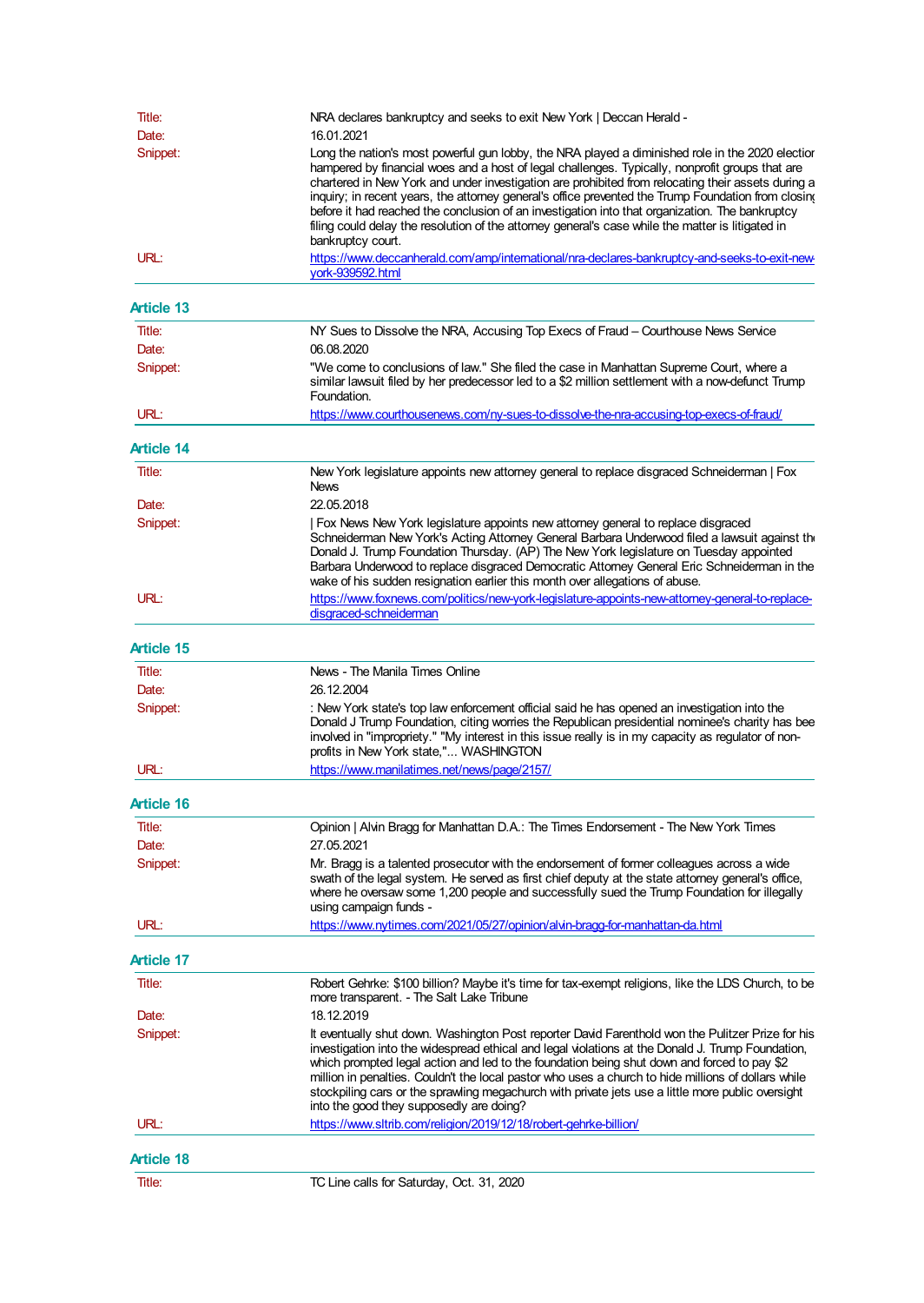| | |
|---|---|
| Title: | NRA declares bankruptcy and seeks to exit New York \| Deccan Herald - |
| Date: | 16.01.2021 |
| Snippet: | Long the nation's most powerful gun lobby, the NRA played a diminished role in the 2020 election hampered by financial woes and a host of legal challenges. Typically, nonprofit groups that are chartered in New York and under investigation are prohibited from relocating their assets during a inquiry; in recent years, the attorney general's office prevented the Trump Foundation from closing before it had reached the conclusion of an investigation into that organization. The bankruptcy filing could delay the resolution of the attorney general's case while the matter is litigated in bankruptcy court. |
| URL: | https://www.deccanherald.com/amp/international/nra-declares-bankruptcy-and-seeks-to-exit-new-york-939592.html |

## Article 13

| | |
|---|---|
| Title: | NY Sues to Dissolve the NRA, Accusing Top Execs of Fraud – Courthouse News Service |
| Date: | 06.08.2020 |
| Snippet: | "We come to conclusions of law." She filed the case in Manhattan Supreme Court, where a similar lawsuit filed by her predecessor led to a $2 million settlement with a now-defunct Trump Foundation. |
| URL: | https://www.courthousenews.com/ny-sues-to-dissolve-the-nra-accusing-top-execs-of-fraud/ |

## Article 14

| | |
|---|---|
| Title: | New York legislature appoints new attorney general to replace disgraced Schneiderman \| Fox News |
| Date: | 22.05.2018 |
| Snippet: | \| Fox News New York legislature appoints new attorney general to replace disgraced Schneiderman New York's Acting Attorney General Barbara Underwood filed a lawsuit against the Donald J. Trump Foundation Thursday. (AP) The New York legislature on Tuesday appointed Barbara Underwood to replace disgraced Democratic Attorney General Eric Schneiderman in the wake of his sudden resignation earlier this month over allegations of abuse. |
| URL: | https://www.foxnews.com/politics/new-york-legislature-appoints-new-attorney-general-to-replace-disgraced-schneiderman |

## Article 15

| | |
|---|---|
| Title: | News - The Manila Times Online |
| Date: | 26.12.2004 |
| Snippet: | : New York state's top law enforcement official said he has opened an investigation into the Donald J Trump Foundation, citing worries the Republican presidential nominee's charity has been involved in "impropriety." "My interest in this issue really is in my capacity as regulator of non-profits in New York state,"... WASHINGTON |
| URL: | https://www.manilatimes.net/news/page/2157/ |

## Article 16

| | |
|---|---|
| Title: | Opinion \| Alvin Bragg for Manhattan D.A.: The Times Endorsement - The New York Times |
| Date: | 27.05.2021 |
| Snippet: | Mr. Bragg is a talented prosecutor with the endorsement of former colleagues across a wide swath of the legal system. He served as first chief deputy at the state attorney general's office, where he oversaw some 1,200 people and successfully sued the Trump Foundation for illegally using campaign funds - |
| URL: | https://www.nytimes.com/2021/05/27/opinion/alvin-bragg-for-manhattan-da.html |

## Article 17

| | |
|---|---|
| Title: | Robert Gehrke: $100 billion? Maybe it's time for tax-exempt religions, like the LDS Church, to be more transparent. - The Salt Lake Tribune |
| Date: | 18.12.2019 |
| Snippet: | It eventually shut down. Washington Post reporter David Farenthold won the Pulitzer Prize for his investigation into the widespread ethical and legal violations at the Donald J. Trump Foundation, which prompted legal action and led to the foundation being shut down and forced to pay $2 million in penalties. Couldn't the local pastor who uses a church to hide millions of dollars while stockpiling cars or the sprawling megachurch with private jets use a little more public oversight into the good they supposedly are doing? |
| URL: | https://www.sltrib.com/religion/2019/12/18/robert-gehrke-billion/ |

## Article 18

| | |
|---|---|
| Title: | TC Line calls for Saturday, Oct. 31, 2020 |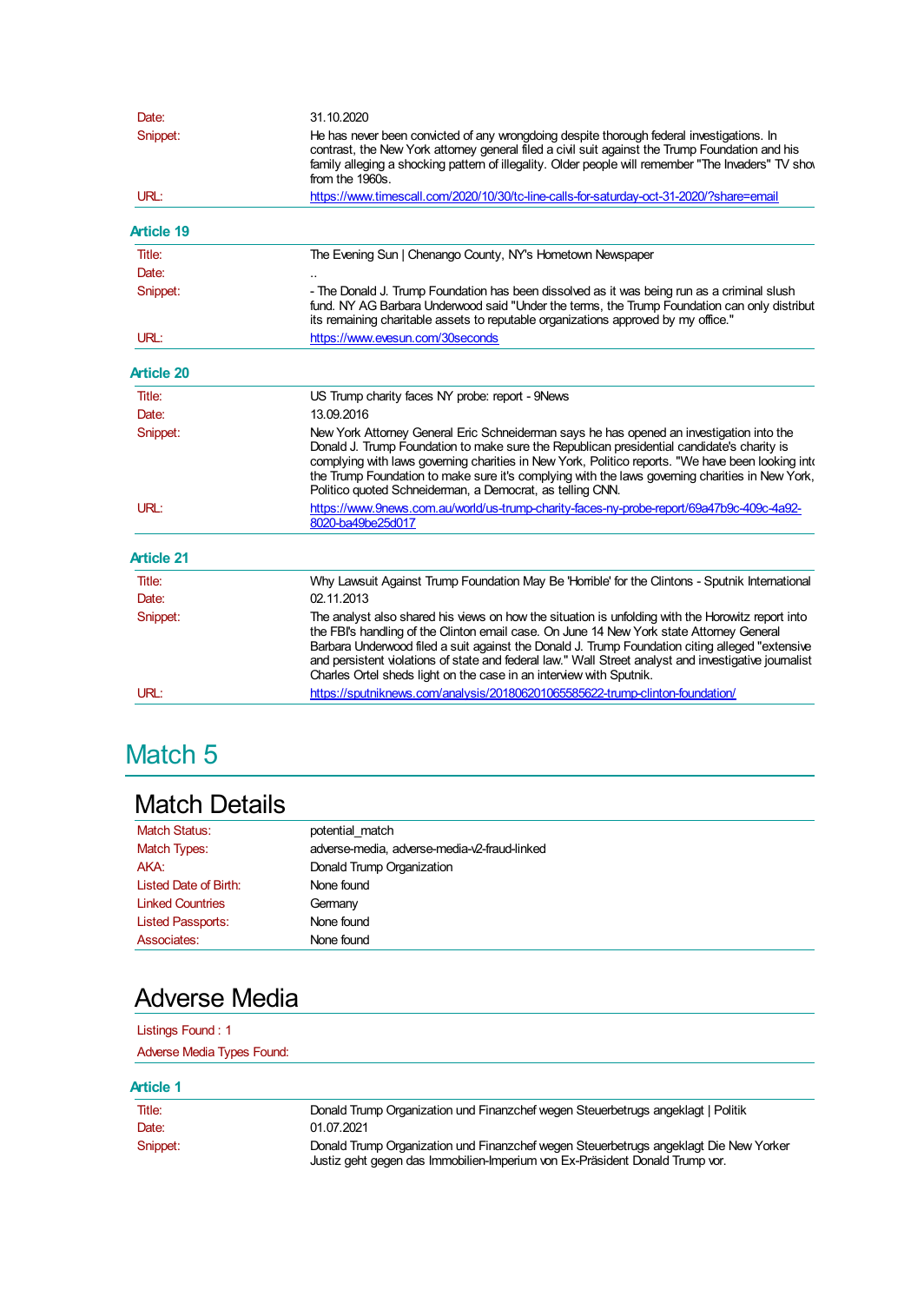| | |
|---|---|
| Date: | 31.10.2020 |
| Snippet: | He has never been convicted of any wrongdoing despite thorough federal investigations. In contrast, the New York attorney general filed a civil suit against the Trump Foundation and his family alleging a shocking pattern of illegality. Older people will remember "The Invaders" TV show from the 1960s. |
| URL: | https://www.timescall.com/2020/10/30/tc-line-calls-for-saturday-oct-31-2020/?share=email |

### Article 19

| | |
|---|---|
| Title: | The Evening Sun \| Chenango County, NY's Hometown Newspaper |
| Date: | .. |
| Snippet: | - The Donald J. Trump Foundation has been dissolved as it was being run as a criminal slush fund. NY AG Barbara Underwood said "Under the terms, the Trump Foundation can only distribut its remaining charitable assets to reputable organizations approved by my office." |
| URL: | https://www.evesun.com/30seconds |

### Article 20

| | |
|---|---|
| Title: | US Trump charity faces NY probe: report - 9News |
| Date: | 13.09.2016 |
| Snippet: | New York Attorney General Eric Schneiderman says he has opened an investigation into the Donald J. Trump Foundation to make sure the Republican presidential candidate's charity is complying with laws governing charities in New York, Politico reports. "We have been looking into the Trump Foundation to make sure it's complying with the laws governing charities in New York," Politico quoted Schneiderman, a Democrat, as telling CNN. |
| URL: | https://www.9news.com.au/world/us-trump-charity-faces-ny-probe-report/69a47b9c-409c-4a92-8020-ba49be25d017 |

### Article 21

| | |
|---|---|
| Title: | Why Lawsuit Against Trump Foundation May Be 'Horrible' for the Clintons - Sputnik International |
| Date: | 02.11.2013 |
| Snippet: | The analyst also shared his views on how the situation is unfolding with the Horowitz report into the FBI's handling of the Clinton email case. On June 14 New York state Attorney General Barbara Underwood filed a suit against the Donald J. Trump Foundation citing alleged "extensive and persistent violations of state and federal law." Wall Street analyst and investigative journalist Charles Ortel sheds light on the case in an interview with Sputnik. |
| URL: | https://sputniknews.com/analysis/201806201065585622-trump-clinton-foundation/ |

# Match 5

## Match Details

| | |
|---|---|
| Match Status: | potential_match |
| Match Types: | adverse-media, adverse-media-v2-fraud-linked |
| AKA: | Donald Trump Organization |
| Listed Date of Birth: | None found |
| Linked Countries | Germany |
| Listed Passports: | None found |
| Associates: | None found |

## Adverse Media

Listings Found : 1

Adverse Media Types Found:

### Article 1

| | |
|---|---|
| Title: | Donald Trump Organization und Finanzchef wegen Steuerbetrugs angeklagt \| Politik |
| Date: | 01.07.2021 |
| Snippet: | Donald Trump Organization und Finanzchef wegen Steuerbetrugs angeklagt Die New Yorker Justiz geht gegen das Immobilien-Imperium von Ex-Präsident Donald Trump vor. |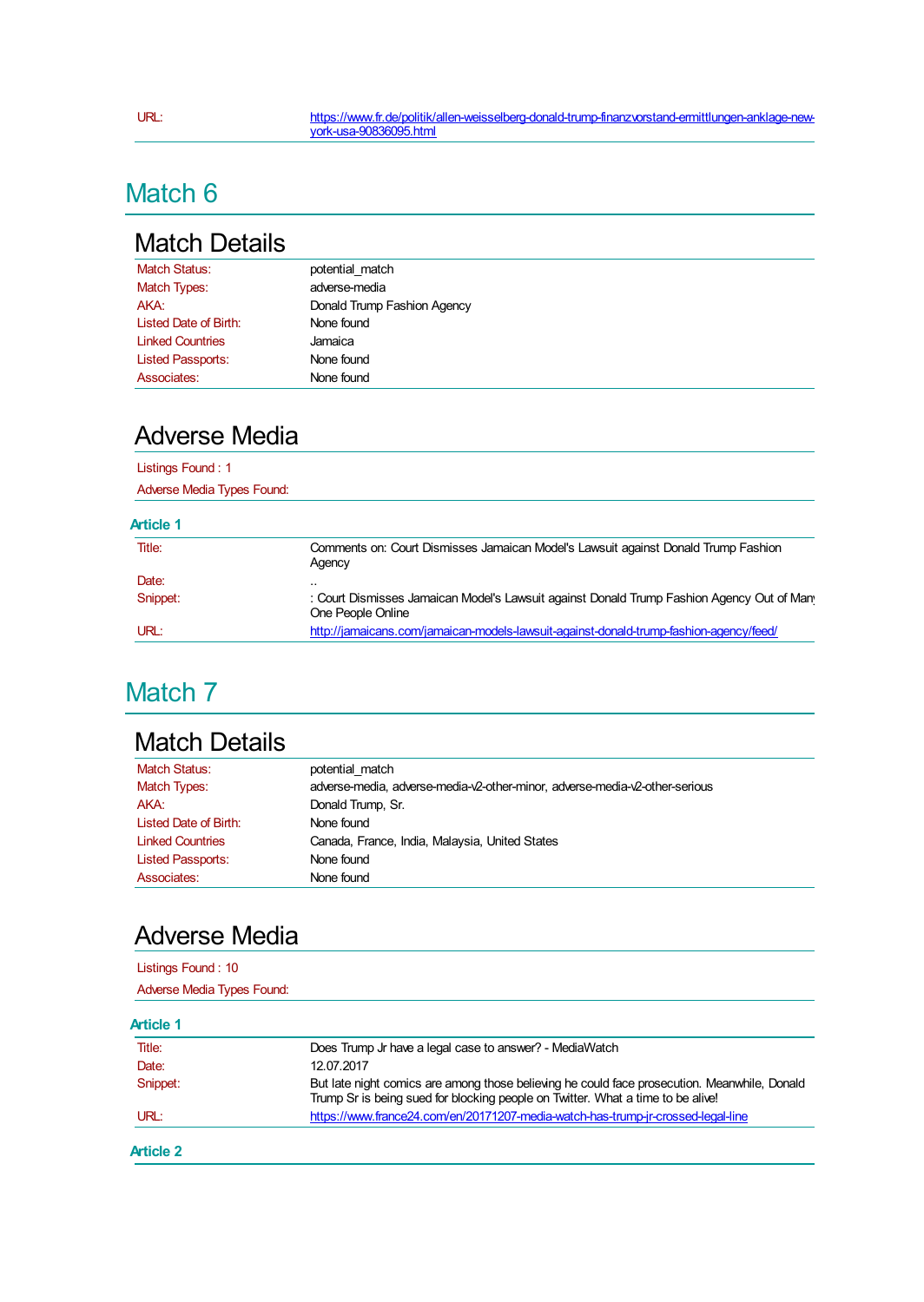| | |
|---|---|
| URL: | https://www.fr.de/politik/allen-weisselberg-donald-trump-finanzvorstand-ermittlungen-anklage-new-york-usa-90836095.html |

# Match 6

## Match Details

| | |
|---|---|
| Match Status: | potential_match |
| Match Types: | adverse-media |
| AKA: | Donald Trump Fashion Agency |
| Listed Date of Birth: | None found |
| Linked Countries | Jamaica |
| Listed Passports: | None found |
| Associates: | None found |

## Adverse Media

Listings Found : 1

Adverse Media Types Found:

### Article 1

| | |
|---|---|
| Title: | Comments on: Court Dismisses Jamaican Model's Lawsuit against Donald Trump Fashion Agency |
| Date: | .. |
| Snippet: | : Court Dismisses Jamaican Model's Lawsuit against Donald Trump Fashion Agency Out of Many One People Online |
| URL: | http://jamaicans.com/jamaican-models-lawsuit-against-donald-trump-fashion-agency/feed/ |

# Match 7

## Match Details

| | |
|---|---|
| Match Status: | potential_match |
| Match Types: | adverse-media, adverse-media-v2-other-minor, adverse-media-v2-other-serious |
| AKA: | Donald Trump, Sr. |
| Listed Date of Birth: | None found |
| Linked Countries | Canada, France, India, Malaysia, United States |
| Listed Passports: | None found |
| Associates: | None found |

## Adverse Media

Listings Found : 10

Adverse Media Types Found:

### Article 1

| | |
|---|---|
| Title: | Does Trump Jr have a legal case to answer? - MediaWatch |
| Date: | 12.07.2017 |
| Snippet: | But late night comics are among those believing he could face prosecution. Meanwhile, Donald Trump Sr is being sued for blocking people on Twitter. What a time to be alive! |
| URL: | https://www.france24.com/en/20171207-media-watch-has-trump-jr-crossed-legal-line |

### Article 2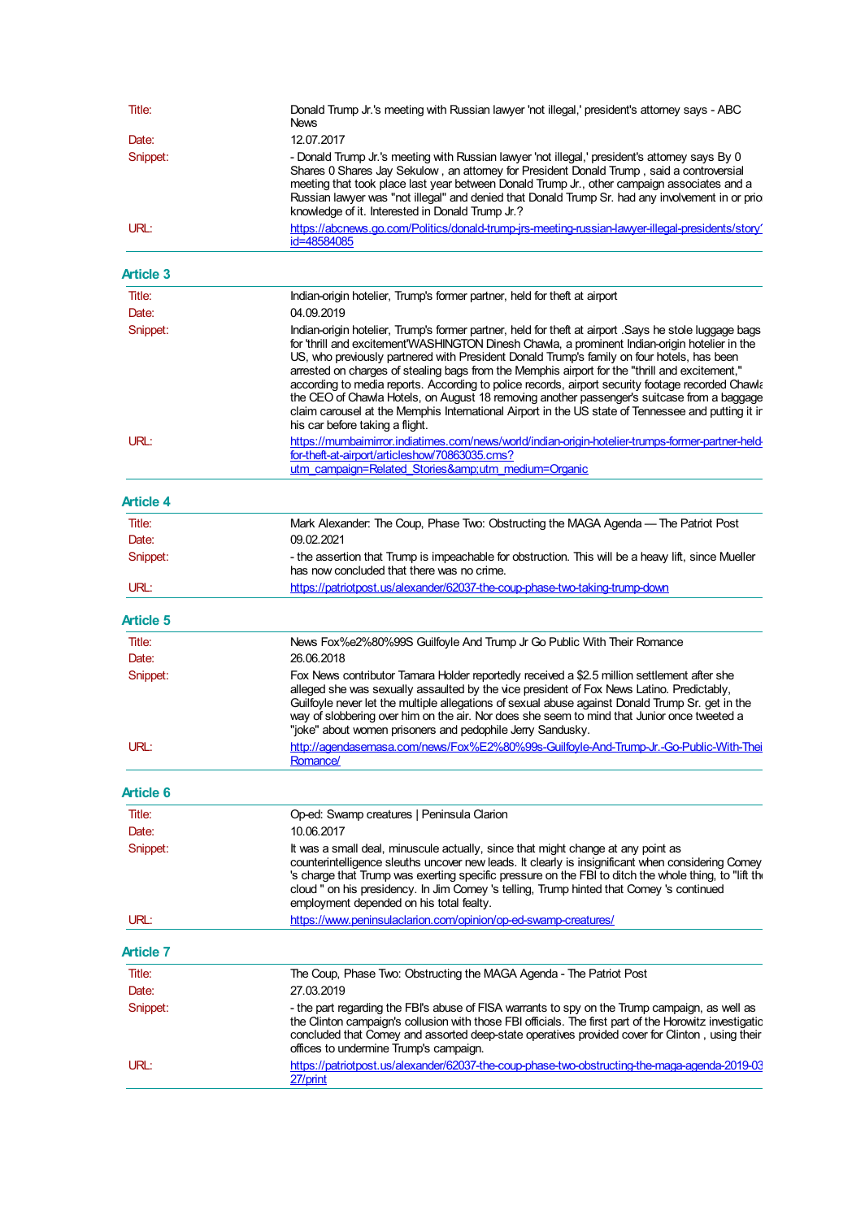| | |
|---|---|
| Title: | Donald Trump Jr.'s meeting with Russian lawyer 'not illegal,' president's attorney says - ABC News |
| Date: | 12.07.2017 |
| Snippet: | - Donald Trump Jr.'s meeting with Russian lawyer 'not illegal,' president's attorney says By 0 Shares 0 Shares Jay Sekulow , an attorney for President Donald Trump , said a controversial meeting that took place last year between Donald Trump Jr., other campaign associates and a Russian lawyer was "not illegal" and denied that Donald Trump Sr. had any involvement in or prio knowledge of it. Interested in Donald Trump Jr.? |
| URL: | https://abcnews.go.com/Politics/donald-trump-jrs-meeting-russian-lawyer-illegal-presidents/story?id=48584085 |

## Article 3

| | |
|---|---|
| Title: | Indian-origin hotelier, Trump's former partner, held for theft at airport |
| Date: | 04.09.2019 |
| Snippet: | Indian-origin hotelier, Trump's former partner, held for theft at airport .Says he stole luggage bags for 'thrill and excitement'WASHINGTON Dinesh Chawla, a prominent Indian-origin hotelier in the US, who previously partnered with President Donald Trump's family on four hotels, has been arrested on charges of stealing bags from the Memphis airport for the "thrill and excitement," according to media reports. According to police records, airport security footage recorded Chawla the CEO of Chawla Hotels, on August 18 removing another passenger's suitcase from a baggage claim carousel at the Memphis International Airport in the US state of Tennessee and putting it ir his car before taking a flight. |
| URL: | https://mumbaimirror.indiatimes.com/news/world/indian-origin-hotelier-trumps-former-partner-held-for-theft-at-airport/articleshow/70863035.cms?utm_campaign=Related_Stories&amp;utm_medium=Organic |

## Article 4

| | |
|---|---|
| Title: | Mark Alexander: The Coup, Phase Two: Obstructing the MAGA Agenda — The Patriot Post |
| Date: | 09.02.2021 |
| Snippet: | - the assertion that Trump is impeachable for obstruction. This will be a heavy lift, since Mueller has now concluded that there was no crime. |
| URL: | https://patriotpost.us/alexander/62037-the-coup-phase-two-taking-trump-down |

## Article 5

| | |
|---|---|
| Title: | News Fox%e2%80%99S Guilfoyle And Trump Jr Go Public With Their Romance |
| Date: | 26.06.2018 |
| Snippet: | Fox News contributor Tamara Holder reportedly received a $2.5 million settlement after she alleged she was sexually assaulted by the vice president of Fox News Latino. Predictably, Guilfoyle never let the multiple allegations of sexual abuse against Donald Trump Sr. get in the way of slobbering over him on the air. Nor does she seem to mind that Junior once tweeted a "joke" about women prisoners and pedophile Jerry Sandusky. |
| URL: | http://agendasemasa.com/news/Fox%E2%80%99s-Guilfoyle-And-Trump-Jr.-Go-Public-With-Thei Romance/ |

## Article 6

| | |
|---|---|
| Title: | Op-ed: Swamp creatures \| Peninsula Clarion |
| Date: | 10.06.2017 |
| Snippet: | It was a small deal, minuscule actually, since that might change at any point as counterintelligence sleuths uncover new leads. It clearly is insignificant when considering Comey 's charge that Trump was exerting specific pressure on the FBI to ditch the whole thing, to "lift the cloud " on his presidency. In Jim Comey 's telling, Trump hinted that Comey 's continued employment depended on his total fealty. |
| URL: | https://www.peninsulaclarion.com/opinion/op-ed-swamp-creatures/ |

## Article 7

| | |
|---|---|
| Title: | The Coup, Phase Two: Obstructing the MAGA Agenda - The Patriot Post |
| Date: | 27.03.2019 |
| Snippet: | - the part regarding the FBI's abuse of FISA warrants to spy on the Trump campaign, as well as the Clinton campaign's collusion with those FBI officials. The first part of the Horowitz investigatio concluded that Comey and assorted deep-state operatives provided cover for Clinton , using their offices to undermine Trump's campaign. |
| URL: | https://patriotpost.us/alexander/62037-the-coup-phase-two-obstructing-the-maga-agenda-2019-03-27/print |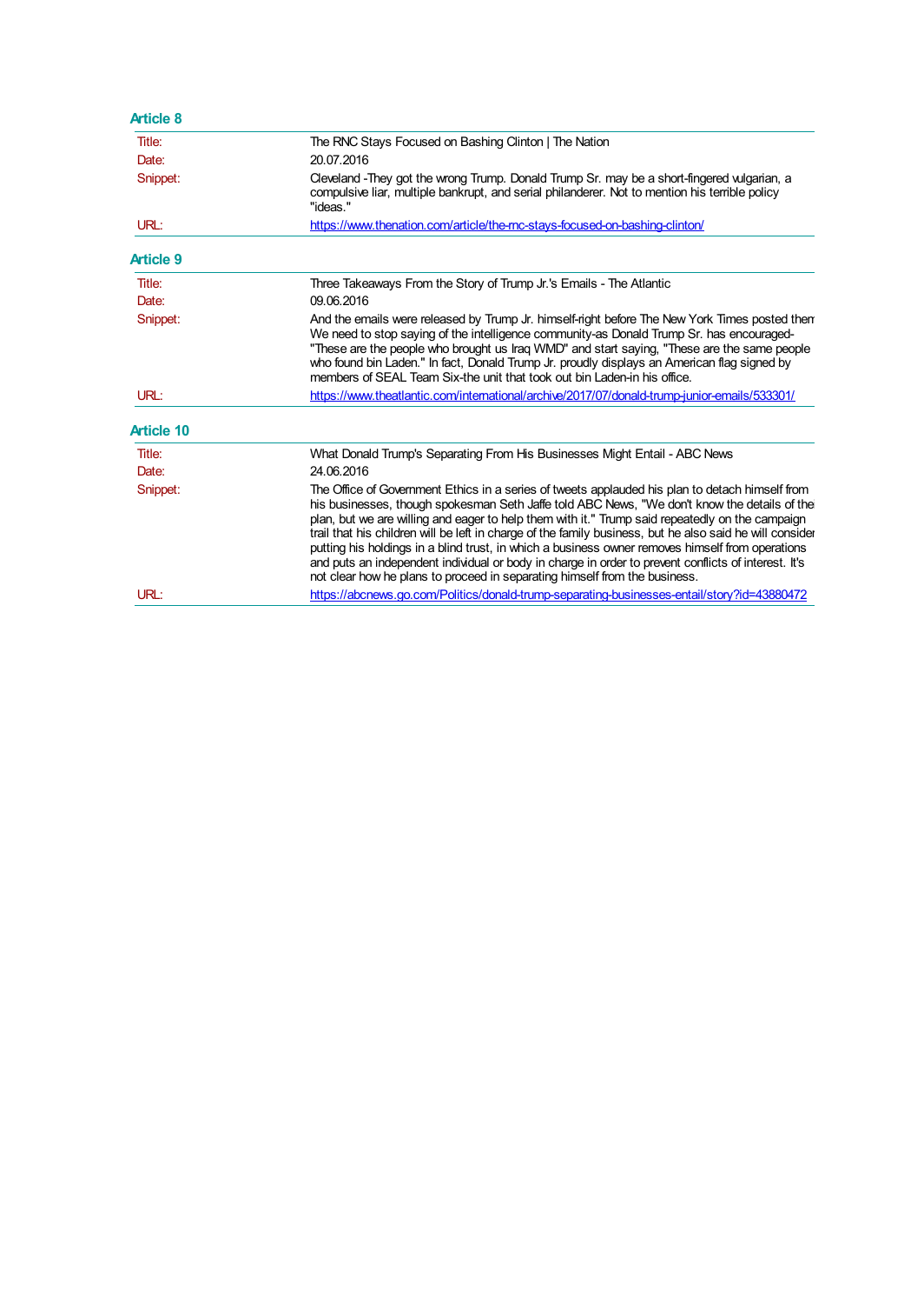### Article 8

| | |
|---|---|
| Title: | The RNC Stays Focused on Bashing Clinton \| The Nation |
| Date: | 20.07.2016 |
| Snippet: | Cleveland -They got the wrong Trump. Donald Trump Sr. may be a short-fingered vulgarian, a compulsive liar, multiple bankrupt, and serial philanderer. Not to mention his terrible policy "ideas." |
| URL: | https://www.thenation.com/article/the-rnc-stays-focused-on-bashing-clinton/ |

### Article 9

| | |
|---|---|
| Title: | Three Takeaways From the Story of Trump Jr.'s Emails - The Atlantic |
| Date: | 09.06.2016 |
| Snippet: | And the emails were released by Trump Jr. himself-right before The New York Times posted them We need to stop saying of the intelligence community-as Donald Trump Sr. has encouraged- "These are the people who brought us Iraq WMD" and start saying, "These are the same people who found bin Laden." In fact, Donald Trump Jr. proudly displays an American flag signed by members of SEAL Team Six-the unit that took out bin Laden-in his office. |
| URL: | https://www.theatlantic.com/international/archive/2017/07/donald-trump-junior-emails/533301/ |

### Article 10

| | |
|---|---|
| Title: | What Donald Trump's Separating From His Businesses Might Entail - ABC News |
| Date: | 24.06.2016 |
| Snippet: | The Office of Government Ethics in a series of tweets applauded his plan to detach himself from his businesses, though spokesman Seth Jaffe told ABC News, "We don't know the details of the plan, but we are willing and eager to help them with it." Trump said repeatedly on the campaign trail that his children will be left in charge of the family business, but he also said he will consider putting his holdings in a blind trust, in which a business owner removes himself from operations and puts an independent individual or body in charge in order to prevent conflicts of interest. It's not clear how he plans to proceed in separating himself from the business. |
| URL: | https://abcnews.go.com/Politics/donald-trump-separating-businesses-entail/story?id=43880472 |